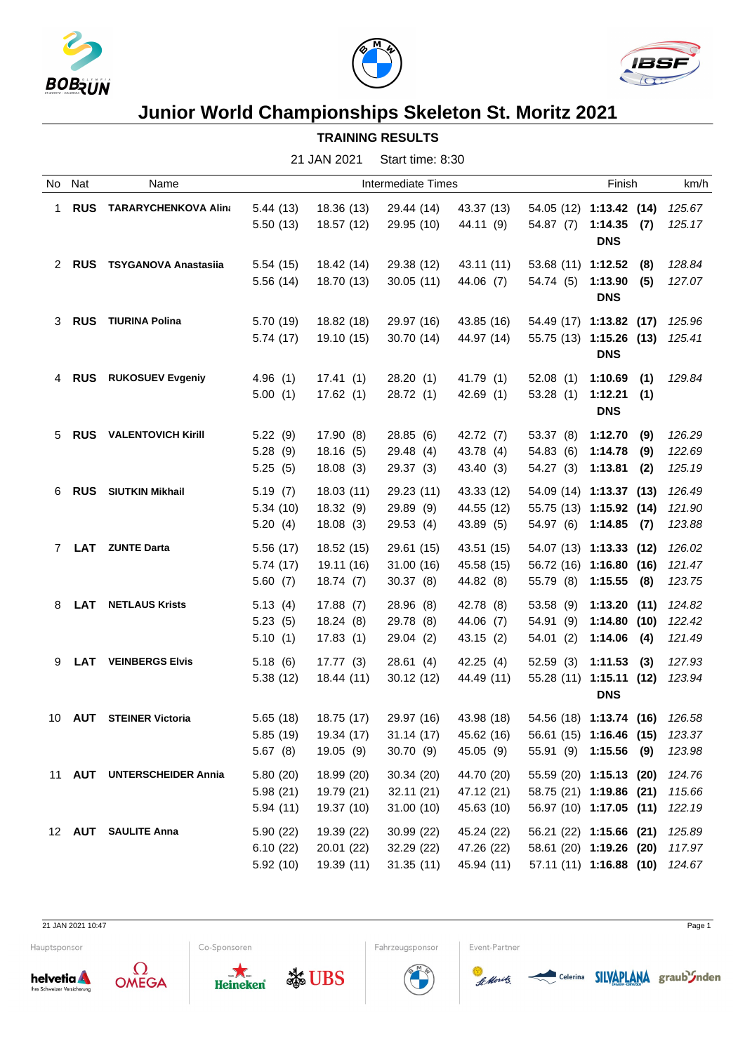# Junior World Championships Skeleton St. Moritz 2021

## TRAINING RESULTS

21 JAN 2021 Start time: 8:30

| No | Nat | Name | Intermediate Times | | | | | Finish | | km/h |
|---|---|---|---|---|---|---|---|---|---|---|
| 1 | RUS | TARARYCHENKOVA Alina | 5.44 (13) | 18.36 (13) | 29.44 (14) | 43.37 (13) | 54.05 (12) | **1:13.42** | **(14)** | *125.67* |
| | | | 5.50 (13) | 18.57 (12) | 29.95 (10) | 44.11 (9) | 54.87 (7) | **1:14.35** | **(7)** | *125.17* |
| | | | | | | | | **DNS** | | |
| 2 | RUS | TSYGANOVA Anastasiia | 5.54 (15) | 18.42 (14) | 29.38 (12) | 43.11 (11) | 53.68 (11) | **1:12.52** | **(8)** | *128.84* |
| | | | 5.56 (14) | 18.70 (13) | 30.05 (11) | 44.06 (7) | 54.74 (5) | **1:13.90** | **(5)** | *127.07* |
| | | | | | | | | **DNS** | | |
| 3 | RUS | TIURINA Polina | 5.70 (19) | 18.82 (18) | 29.97 (16) | 43.85 (16) | 54.49 (17) | **1:13.82** | **(17)** | *125.96* |
| | | | 5.74 (17) | 19.10 (15) | 30.70 (14) | 44.97 (14) | 55.75 (13) | **1:15.26** | **(13)** | *125.41* |
| | | | | | | | | **DNS** | | |
| 4 | RUS | RUKOSUEV Evgeniy | 4.96 (1) | 17.41 (1) | 28.20 (1) | 41.79 (1) | 52.08 (1) | **1:10.69** | **(1)** | *129.84* |
| | | | 5.00 (1) | 17.62 (1) | 28.72 (1) | 42.69 (1) | 53.28 (1) | **1:12.21** | **(1)** | |
| | | | | | | | | **DNS** | | |
| 5 | RUS | VALENTOVICH Kirill | 5.22 (9) | 17.90 (8) | 28.85 (6) | 42.72 (7) | 53.37 (8) | **1:12.70** | **(9)** | *126.29* |
| | | | 5.28 (9) | 18.16 (5) | 29.48 (4) | 43.78 (4) | 54.83 (6) | **1:14.78** | **(9)** | *122.69* |
| | | | 5.25 (5) | 18.08 (3) | 29.37 (3) | 43.40 (3) | 54.27 (3) | **1:13.81** | **(2)** | *125.19* |
| 6 | RUS | SIUTKIN Mikhail | 5.19 (7) | 18.03 (11) | 29.23 (11) | 43.33 (12) | 54.09 (14) | **1:13.37** | **(13)** | *126.49* |
| | | | 5.34 (10) | 18.32 (9) | 29.89 (9) | 44.55 (12) | 55.75 (13) | **1:15.92** | **(14)** | *121.90* |
| | | | 5.20 (4) | 18.08 (3) | 29.53 (4) | 43.89 (5) | 54.97 (6) | **1:14.85** | **(7)** | *123.88* |
| 7 | LAT | ZUNTE Darta | 5.56 (17) | 18.52 (15) | 29.61 (15) | 43.51 (15) | 54.07 (13) | **1:13.33** | **(12)** | *126.02* |
| | | | 5.74 (17) | 19.11 (16) | 31.00 (16) | 45.58 (15) | 56.72 (16) | **1:16.80** | **(16)** | *121.47* |
| | | | 5.60 (7) | 18.74 (7) | 30.37 (8) | 44.82 (8) | 55.79 (8) | **1:15.55** | **(8)** | *123.75* |
| 8 | LAT | NETLAUS Krists | 5.13 (4) | 17.88 (7) | 28.96 (8) | 42.78 (8) | 53.58 (9) | **1:13.20** | **(11)** | *124.82* |
| | | | 5.23 (5) | 18.24 (8) | 29.78 (8) | 44.06 (7) | 54.91 (9) | **1:14.80** | **(10)** | *122.42* |
| | | | 5.10 (1) | 17.83 (1) | 29.04 (2) | 43.15 (2) | 54.01 (2) | **1:14.06** | **(4)** | *121.49* |
| 9 | LAT | VEINBERGS Elvis | 5.18 (6) | 17.77 (3) | 28.61 (4) | 42.25 (4) | 52.59 (3) | **1:11.53** | **(3)** | *127.93* |
| | | | 5.38 (12) | 18.44 (11) | 30.12 (12) | 44.49 (11) | 55.28 (11) | **1:15.11** | **(12)** | *123.94* |
| | | | | | | | | **DNS** | | |
| 10 | AUT | STEINER Victoria | 5.65 (18) | 18.75 (17) | 29.97 (16) | 43.98 (18) | 54.56 (18) | **1:13.74** | **(16)** | *126.58* |
| | | | 5.85 (19) | 19.34 (17) | 31.14 (17) | 45.62 (16) | 56.61 (15) | **1:16.46** | **(15)** | *123.37* |
| | | | 5.67 (8) | 19.05 (9) | 30.70 (9) | 45.05 (9) | 55.91 (9) | **1:15.56** | **(9)** | *123.98* |
| 11 | AUT | UNTERSCHEIDER Annia | 5.80 (20) | 18.99 (20) | 30.34 (20) | 44.70 (20) | 55.59 (20) | **1:15.13** | **(20)** | *124.76* |
| | | | 5.98 (21) | 19.79 (21) | 32.11 (21) | 47.12 (21) | 58.75 (21) | **1:19.86** | **(21)** | *115.66* |
| | | | 5.94 (11) | 19.37 (10) | 31.00 (10) | 45.63 (10) | 56.97 (10) | **1:17.05** | **(11)** | *122.19* |
| 12 | AUT | SAULITE Anna | 5.90 (22) | 19.39 (22) | 30.99 (22) | 45.24 (22) | 56.21 (22) | **1:15.66** | **(21)** | *125.89* |
| | | | 6.10 (22) | 20.01 (22) | 32.29 (22) | 47.26 (22) | 58.61 (20) | **1:19.26** | **(20)** | *117.97* |
| | | | 5.92 (10) | 19.39 (11) | 31.35 (11) | 45.94 (11) | 57.11 (11) | **1:16.88** | **(10)** | *124.67* |

21 JAN 2021 10:47

Hauptsponsor | Co-Sponsoren | Fahrzeugsponsor | Event-Partner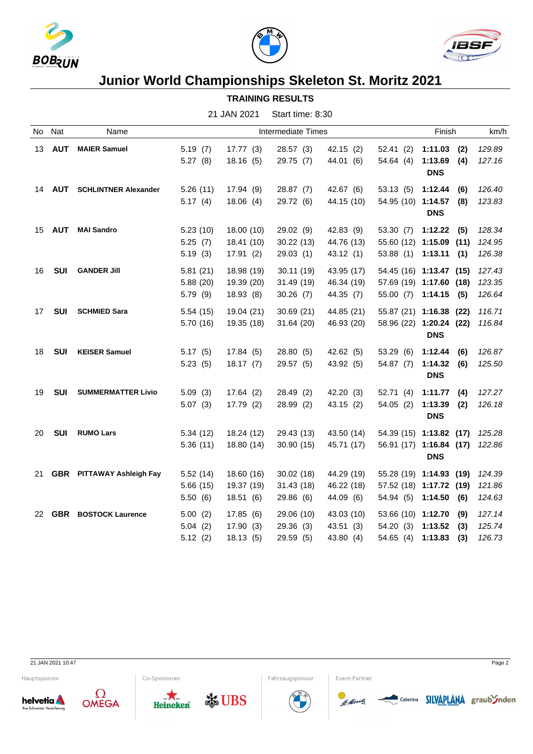# Junior World Championships Skeleton St. Moritz 2021

**TRAINING RESULTS**

21 JAN 2021 Start time: 8:30

| No | Nat | Name | Intermediate Times | | | | | Finish | | km/h |
|---|---|---|---|---|---|---|---|---|---|---|
| 13 | **AUT** | **MAIER Samuel** | 5.19 (7) | 17.77 (3) | 28.57 (3) | 42.15 (2) | 52.41 (2) | **1:11.03** | **(2)** | *129.89* |
| | | | 5.27 (8) | 18.16 (5) | 29.75 (7) | 44.01 (6) | 54.64 (4) | **1:13.69** | **(4)** | *127.16* |
| | | | | | | | | **DNS** | | |
| 14 | **AUT** | **SCHLINTNER Alexander** | 5.26 (11) | 17.94 (9) | 28.87 (7) | 42.67 (6) | 53.13 (5) | **1:12.44** | **(6)** | *126.40* |
| | | | 5.17 (4) | 18.06 (4) | 29.72 (6) | 44.15 (10) | 54.95 (10) | **1:14.57** | **(8)** | *123.83* |
| | | | | | | | | **DNS** | | |
| 15 | **AUT** | **MAI Sandro** | 5.23 (10) | 18.00 (10) | 29.02 (9) | 42.83 (9) | 53.30 (7) | **1:12.22** | **(5)** | *128.34* |
| | | | 5.25 (7) | 18.41 (10) | 30.22 (13) | 44.76 (13) | 55.60 (12) | **1:15.09** | **(11)** | *124.95* |
| | | | 5.19 (3) | 17.91 (2) | 29.03 (1) | 43.12 (1) | 53.88 (1) | **1:13.11** | **(1)** | *126.38* |
| 16 | **SUI** | **GANDER Jill** | 5.81 (21) | 18.98 (19) | 30.11 (19) | 43.95 (17) | 54.45 (16) | **1:13.47** | **(15)** | *127.43* |
| | | | 5.88 (20) | 19.39 (20) | 31.49 (19) | 46.34 (19) | 57.69 (19) | **1:17.60** | **(18)** | *123.35* |
| | | | 5.79 (9) | 18.93 (8) | 30.26 (7) | 44.35 (7) | 55.00 (7) | **1:14.15** | **(5)** | *126.64* |
| 17 | **SUI** | **SCHMIED Sara** | 5.54 (15) | 19.04 (21) | 30.69 (21) | 44.85 (21) | 55.87 (21) | **1:16.38** | **(22)** | *116.71* |
| | | | 5.70 (16) | 19.35 (18) | 31.64 (20) | 46.93 (20) | 58.96 (22) | **1:20.24** | **(22)** | *116.84* |
| | | | | | | | | **DNS** | | |
| 18 | **SUI** | **KEISER Samuel** | 5.17 (5) | 17.84 (5) | 28.80 (5) | 42.62 (5) | 53.29 (6) | **1:12.44** | **(6)** | *126.87* |
| | | | 5.23 (5) | 18.17 (7) | 29.57 (5) | 43.92 (5) | 54.87 (7) | **1:14.32** | **(6)** | *125.50* |
| | | | | | | | | **DNS** | | |
| 19 | **SUI** | **SUMMERMATTER Livio** | 5.09 (3) | 17.64 (2) | 28.49 (2) | 42.20 (3) | 52.71 (4) | **1:11.77** | **(4)** | *127.27* |
| | | | 5.07 (3) | 17.79 (2) | 28.99 (2) | 43.15 (2) | 54.05 (2) | **1:13.39** | **(2)** | *126.18* |
| | | | | | | | | **DNS** | | |
| 20 | **SUI** | **RUMO Lars** | 5.34 (12) | 18.24 (12) | 29.43 (13) | 43.50 (14) | 54.39 (15) | **1:13.82** | **(17)** | *125.28* |
| | | | 5.36 (11) | 18.80 (14) | 30.90 (15) | 45.71 (17) | 56.91 (17) | **1:16.84** | **(17)** | *122.86* |
| | | | | | | | | **DNS** | | |
| 21 | **GBR** | **PITTAWAY Ashleigh Fay** | 5.52 (14) | 18.60 (16) | 30.02 (18) | 44.29 (19) | 55.28 (19) | **1:14.93** | **(19)** | *124.39* |
| | | | 5.66 (15) | 19.37 (19) | 31.43 (18) | 46.22 (18) | 57.52 (18) | **1:17.72** | **(19)** | *121.86* |
| | | | 5.50 (6) | 18.51 (6) | 29.86 (6) | 44.09 (6) | 54.94 (5) | **1:14.50** | **(6)** | *124.63* |
| 22 | **GBR** | **BOSTOCK Laurence** | 5.00 (2) | 17.85 (6) | 29.06 (10) | 43.03 (10) | 53.66 (10) | **1:12.70** | **(9)** | *127.14* |
| | | | 5.04 (2) | 17.90 (3) | 29.36 (3) | 43.51 (3) | 54.20 (3) | **1:13.52** | **(3)** | *125.74* |
| | | | 5.12 (2) | 18.13 (5) | 29.59 (5) | 43.80 (4) | 54.65 (4) | **1:13.83** | **(3)** | *126.73* |

21 JAN 2021 10:47

Hauptsponsor — Co-Sponsoren — Fahrzeugsponsor — Event-Partner